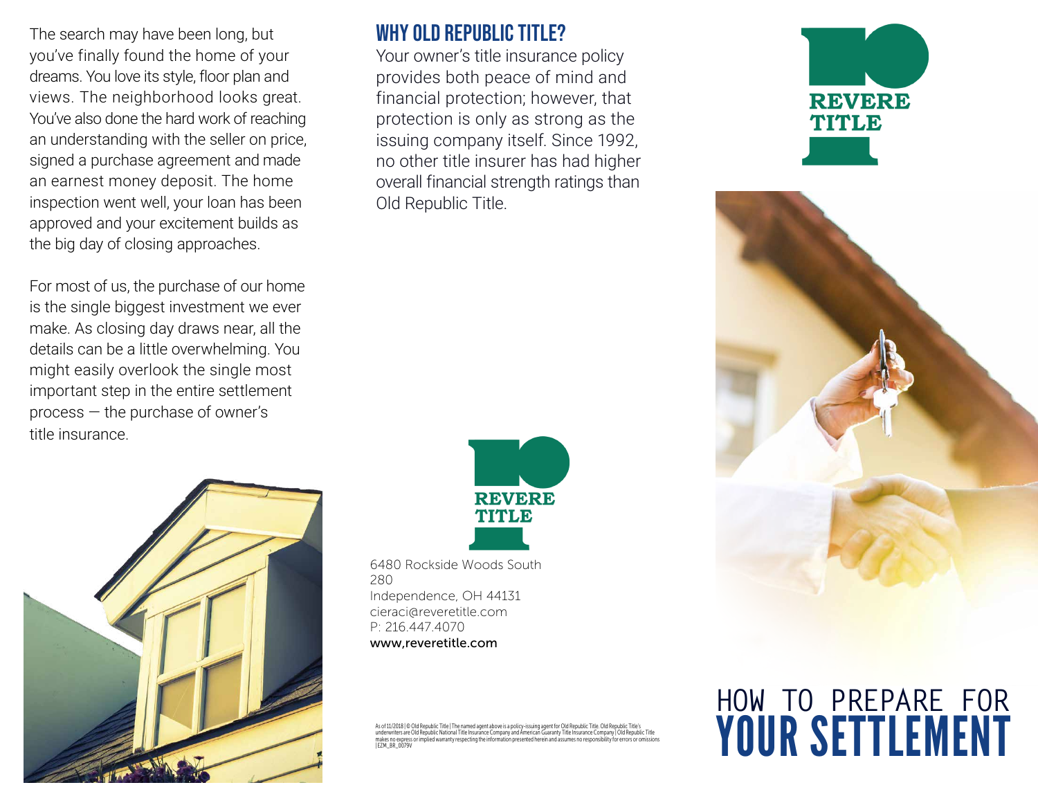The search may have been long, but you've finally found the home of your dreams. You love its style, floor plan and views. The neighborhood looks great. You've also done the hard work of reaching an understanding with the seller on price, signed a purchase agreement and made an earnest money deposit. The home inspection went well, your loan has been approved and your excitement builds as the big day of closing approaches.

For most of us, the purchase of our home is the single biggest investment we ever make. As closing day draws near, all the details can be a little overwhelming. You might easily overlook the single most important step in the entire settlement process — the purchase of owner's title insurance.

## WHY OLD REPUBLIC TITLE?

Your owner's title insurance policy provides both peace of mind and financial protection; however, that protection is only as strong as the issuing company itself. Since 1992, no other title insurer has had higher overall financial strength ratings than Old Republic Title.

REVERE TITLE

6480 Rockside Woods South
280
Independence, OH 44131
cieraci@reveretitle.com
P: 216.447.4070
www,reveretitle.com

As of 11/2018 | © Old Republic Title | The named agent above is a policy-issuing agent for Old Republic Title. Old Republic Title's underwriters are Old Republic National Title Insurance Company and American Guaranty Title Insurance Company | Old Republic Title makes no express or implied warranty respecting the information presented herein and assumes no responsibility for errors or omissions | EZM_BR_0079V

REVERE TITLE

# HOW TO PREPARE FOR YOUR SETTLEMENT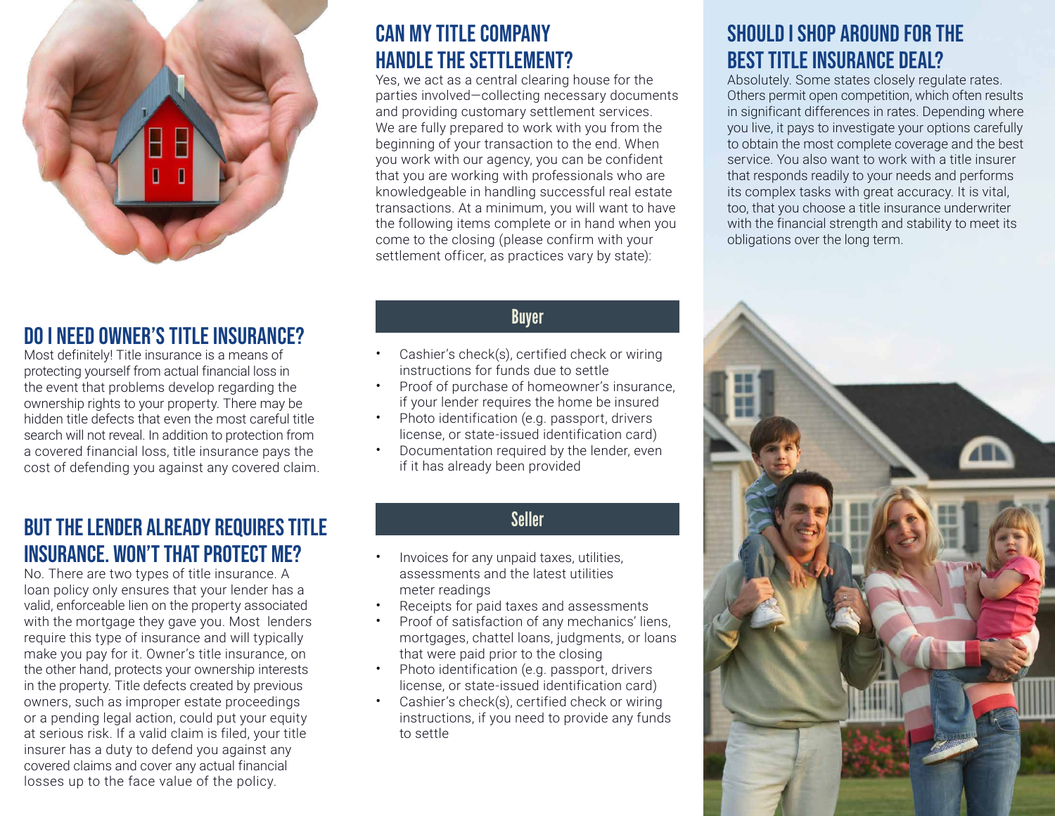## DO I NEED OWNER'S TITLE INSURANCE?

Most definitely! Title insurance is a means of protecting yourself from actual financial loss in the event that problems develop regarding the ownership rights to your property. There may be hidden title defects that even the most careful title search will not reveal. In addition to protection from a covered financial loss, title insurance pays the cost of defending you against any covered claim.

## BUT THE LENDER ALREADY REQUIRES TITLE INSURANCE. WON'T THAT PROTECT ME?

No. There are two types of title insurance. A loan policy only ensures that your lender has a valid, enforceable lien on the property associated with the mortgage they gave you. Most lenders require this type of insurance and will typically make you pay for it. Owner's title insurance, on the other hand, protects your ownership interests in the property. Title defects created by previous owners, such as improper estate proceedings or a pending legal action, could put your equity at serious risk. If a valid claim is filed, your title insurer has a duty to defend you against any covered claims and cover any actual financial losses up to the face value of the policy.

## CAN MY TITLE COMPANY HANDLE THE SETTLEMENT?

Yes, we act as a central clearing house for the parties involved—collecting necessary documents and providing customary settlement services. We are fully prepared to work with you from the beginning of your transaction to the end. When you work with our agency, you can be confident that you are working with professionals who are knowledgeable in handling successful real estate transactions. At a minimum, you will want to have the following items complete or in hand when you come to the closing (please confirm with your settlement officer, as practices vary by state):

### Buyer

- Cashier's check(s), certified check or wiring instructions for funds due to settle
- Proof of purchase of homeowner's insurance, if your lender requires the home be insured
- Photo identification (e.g. passport, drivers license, or state-issued identification card)
- Documentation required by the lender, even if it has already been provided

### Seller

- Invoices for any unpaid taxes, utilities, assessments and the latest utilities meter readings
- Receipts for paid taxes and assessments
- Proof of satisfaction of any mechanics' liens, mortgages, chattel loans, judgments, or loans that were paid prior to the closing
- Photo identification (e.g. passport, drivers license, or state-issued identification card)
- Cashier's check(s), certified check or wiring instructions, if you need to provide any funds to settle

## SHOULD I SHOP AROUND FOR THE BEST TITLE INSURANCE DEAL?

Absolutely. Some states closely regulate rates. Others permit open competition, which often results in significant differences in rates. Depending where you live, it pays to investigate your options carefully to obtain the most complete coverage and the best service. You also want to work with a title insurer that responds readily to your needs and performs its complex tasks with great accuracy. It is vital, too, that you choose a title insurance underwriter with the financial strength and stability to meet its obligations over the long term.